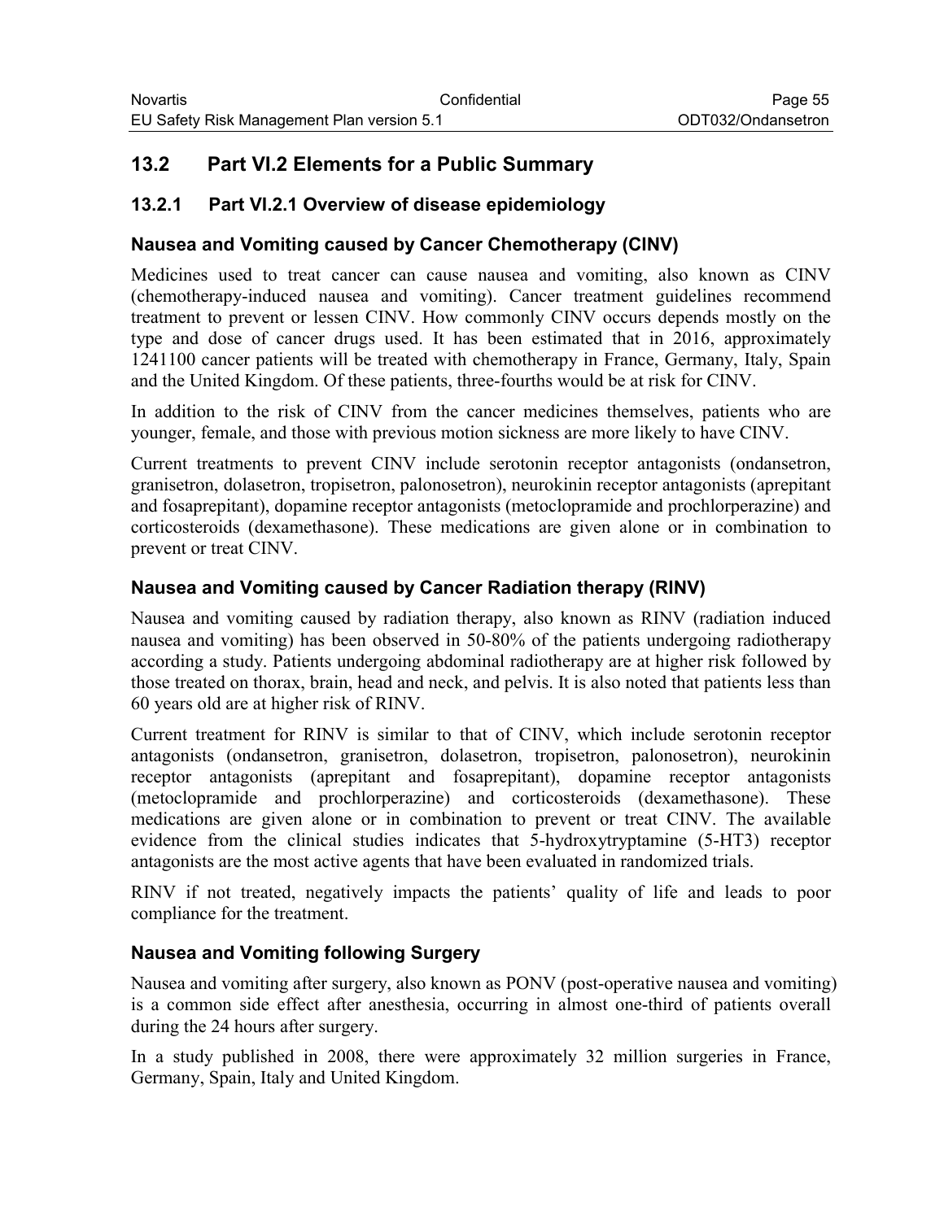## 13.2 Part VI.2 Elements for a Public Summary

### 13.2.1 Part VI.2.1 Overview of disease epidemiology

#### Nausea and Vomiting caused by Cancer Chemotherapy (CINV)

Medicines used to treat cancer can cause nausea and vomiting, also known as CINV (chemotherapy-induced nausea and vomiting). Cancer treatment guidelines recommend treatment to prevent or lessen CINV. How commonly CINV occurs depends mostly on the type and dose of cancer drugs used. It has been estimated that in 2016, approximately 1241100 cancer patients will be treated with chemotherapy in France, Germany, Italy, Spain and the United Kingdom. Of these patients, three-fourths would be at risk for CINV.

In addition to the risk of CINV from the cancer medicines themselves, patients who are younger, female, and those with previous motion sickness are more likely to have CINV.

Current treatments to prevent CINV include serotonin receptor antagonists (ondansetron, granisetron, dolasetron, tropisetron, palonosetron), neurokinin receptor antagonists (aprepitant and fosaprepitant), dopamine receptor antagonists (metoclopramide and prochlorperazine) and corticosteroids (dexamethasone). These medications are given alone or in combination to prevent or treat CINV.

#### Nausea and Vomiting caused by Cancer Radiation therapy (RINV)

Nausea and vomiting caused by radiation therapy, also known as RINV (radiation induced nausea and vomiting) has been observed in 50-80% of the patients undergoing radiotherapy according a study. Patients undergoing abdominal radiotherapy are at higher risk followed by those treated on thorax, brain, head and neck, and pelvis. It is also noted that patients less than 60 years old are at higher risk of RINV.

Current treatment for RINV is similar to that of CINV, which include serotonin receptor antagonists (ondansetron, granisetron, dolasetron, tropisetron, palonosetron), neurokinin receptor antagonists (aprepitant and fosaprepitant), dopamine receptor antagonists (metoclopramide and prochlorperazine) and corticosteroids (dexamethasone). These medications are given alone or in combination to prevent or treat CINV. The available evidence from the clinical studies indicates that 5-hydroxytryptamine (5-HT3) receptor antagonists are the most active agents that have been evaluated in randomized trials.

RINV if not treated, negatively impacts the patients' quality of life and leads to poor compliance for the treatment.

#### Nausea and Vomiting following Surgery

Nausea and vomiting after surgery, also known as PONV (post-operative nausea and vomiting) is a common side effect after anesthesia, occurring in almost one-third of patients overall during the 24 hours after surgery.

In a study published in 2008, there were approximately 32 million surgeries in France, Germany, Spain, Italy and United Kingdom.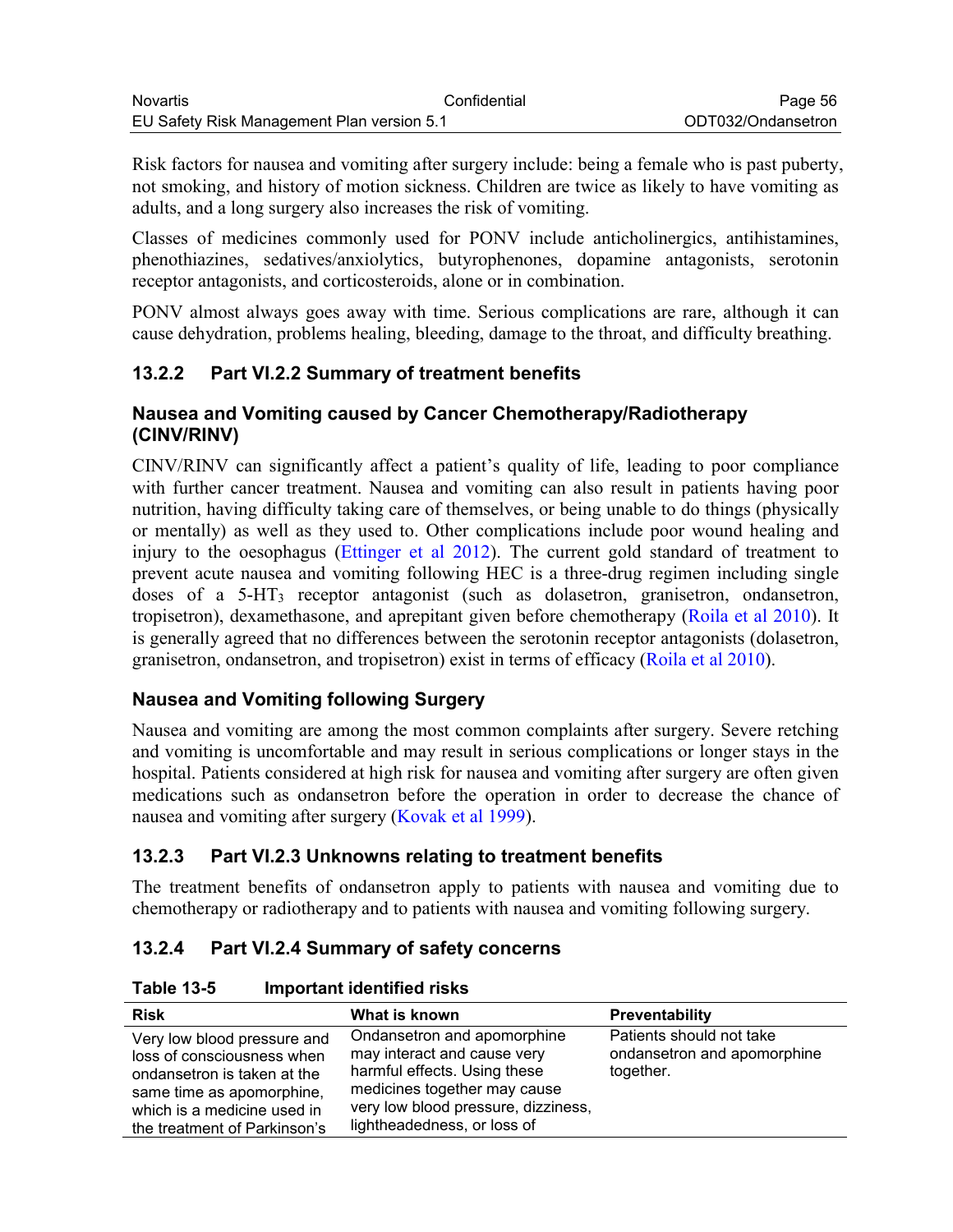Risk factors for nausea and vomiting after surgery include: being a female who is past puberty, not smoking, and history of motion sickness. Children are twice as likely to have vomiting as adults, and a long surgery also increases the risk of vomiting.

Classes of medicines commonly used for PONV include anticholinergics, antihistamines, phenothiazines, sedatives/anxiolytics, butyrophenones, dopamine antagonists, serotonin receptor antagonists, and corticosteroids, alone or in combination.

PONV almost always goes away with time. Serious complications are rare, although it can cause dehydration, problems healing, bleeding, damage to the throat, and difficulty breathing.

## 13.2.2 Part VI.2.2 Summary of treatment benefits

### Nausea and Vomiting caused by Cancer Chemotherapy/Radiotherapy (CINV/RINV)

CINV/RINV can significantly affect a patient's quality of life, leading to poor compliance with further cancer treatment. Nausea and vomiting can also result in patients having poor nutrition, having difficulty taking care of themselves, or being unable to do things (physically or mentally) as well as they used to. Other complications include poor wound healing and injury to the oesophagus (Ettinger et al 2012). The current gold standard of treatment to prevent acute nausea and vomiting following HEC is a three-drug regimen including single doses of a $5\text{-}HT_3$ receptor antagonist (such as dolasetron, granisetron, ondansetron, tropisetron), dexamethasone, and aprepitant given before chemotherapy (Roila et al 2010). It is generally agreed that no differences between the serotonin receptor antagonists (dolasetron, granisetron, ondansetron, and tropisetron) exist in terms of efficacy (Roila et al 2010).

### Nausea and Vomiting following Surgery

Nausea and vomiting are among the most common complaints after surgery. Severe retching and vomiting is uncomfortable and may result in serious complications or longer stays in the hospital. Patients considered at high risk for nausea and vomiting after surgery are often given medications such as ondansetron before the operation in order to decrease the chance of nausea and vomiting after surgery (Kovak et al 1999).

## 13.2.3 Part VI.2.3 Unknowns relating to treatment benefits

The treatment benefits of ondansetron apply to patients with nausea and vomiting due to chemotherapy or radiotherapy and to patients with nausea and vomiting following surgery.

## 13.2.4 Part VI.2.4 Summary of safety concerns

**Table 13-5 Important identified risks**

| Risk | What is known | Preventability |
|---|---|---|
| Very low blood pressure and loss of consciousness when ondansetron is taken at the same time as apomorphine, which is a medicine used in the treatment of Parkinson's | Ondansetron and apomorphine may interact and cause very harmful effects. Using these medicines together may cause very low blood pressure, dizziness, lightheadedness, or loss of | Patients should not take ondansetron and apomorphine together. |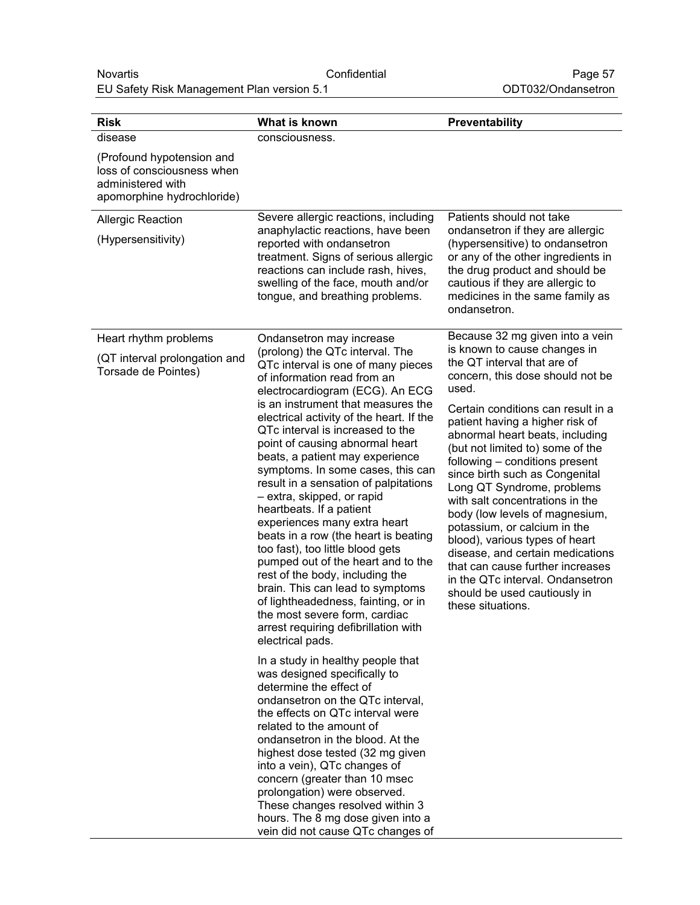| Risk | What is known | Preventability |
|---|---|---|
| disease (Profound hypotension and loss of consciousness when administered with apomorphine hydrochloride) | consciousness. | |
| Allergic Reaction (Hypersensitivity) | Severe allergic reactions, including anaphylactic reactions, have been reported with ondansetron treatment. Signs of serious allergic reactions can include rash, hives, swelling of the face, mouth and/or tongue, and breathing problems. | Patients should not take ondansetron if they are allergic (hypersensitive) to ondansetron or any of the other ingredients in the drug product and should be cautious if they are allergic to medicines in the same family as ondansetron. |
| Heart rhythm problems (QT interval prolongation and Torsade de Pointes) | Ondansetron may increase (prolong) the QTc interval. The QTc interval is one of many pieces of information read from an electrocardiogram (ECG). An ECG is an instrument that measures the electrical activity of the heart. If the QTc interval is increased to the point of causing abnormal heart beats, a patient may experience symptoms. In some cases, this can result in a sensation of palpitations – extra, skipped, or rapid heartbeats. If a patient experiences many extra heart beats in a row (the heart is beating too fast), too little blood gets pumped out of the heart and to the rest of the body, including the brain. This can lead to symptoms of lightheadedness, fainting, or in the most severe form, cardiac arrest requiring defibrillation with electrical pads.<br><br>In a study in healthy people that was designed specifically to determine the effect of ondansetron on the QTc interval, the effects on QTc interval were related to the amount of ondansetron in the blood. At the highest dose tested (32 mg given into a vein), QTc changes of concern (greater than 10 msec prolongation) were observed. These changes resolved within 3 hours. The 8 mg dose given into a vein did not cause QTc changes of | Because 32 mg given into a vein is known to cause changes in the QT interval that are of concern, this dose should not be used.<br><br>Certain conditions can result in a patient having a higher risk of abnormal heart beats, including (but not limited to) some of the following – conditions present since birth such as Congenital Long QT Syndrome, problems with salt concentrations in the body (low levels of magnesium, potassium, or calcium in the blood), various types of heart disease, and certain medications that can cause further increases in the QTc interval. Ondansetron should be used cautiously in these situations. |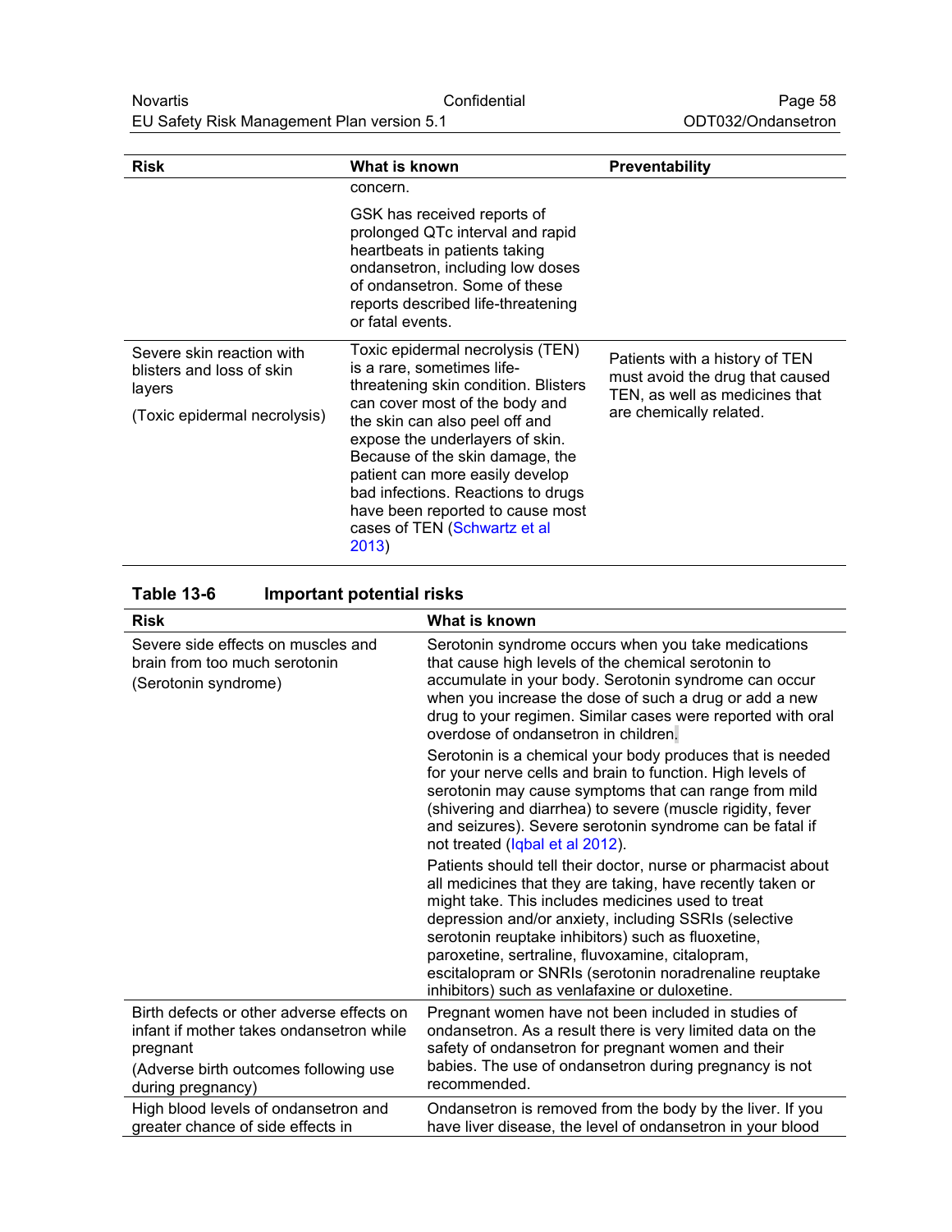| Risk | What is known | Preventability |
|---|---|---|
| | concern.<br><br>GSK has received reports of prolonged QTc interval and rapid heartbeats in patients taking ondansetron, including low doses of ondansetron. Some of these reports described life-threatening or fatal events. | |
| Severe skin reaction with blisters and loss of skin layers<br><br>(Toxic epidermal necrolysis) | Toxic epidermal necrolysis (TEN) is a rare, sometimes life-threatening skin condition. Blisters can cover most of the body and the skin can also peel off and expose the underlayers of skin. Because of the skin damage, the patient can more easily develop bad infections. Reactions to drugs have been reported to cause most cases of TEN (Schwartz et al 2013) | Patients with a history of TEN must avoid the drug that caused TEN, as well as medicines that are chemically related. |

**Table 13-6 Important potential risks**

| Risk | What is known |
|---|---|
| Severe side effects on muscles and brain from too much serotonin<br><br>(Serotonin syndrome) | Serotonin syndrome occurs when you take medications that cause high levels of the chemical serotonin to accumulate in your body. Serotonin syndrome can occur when you increase the dose of such a drug or add a new drug to your regimen. Similar cases were reported with oral overdose of ondansetron in children.<br><br>Serotonin is a chemical your body produces that is needed for your nerve cells and brain to function. High levels of serotonin may cause symptoms that can range from mild (shivering and diarrhea) to severe (muscle rigidity, fever and seizures). Severe serotonin syndrome can be fatal if not treated (Iqbal et al 2012).<br><br>Patients should tell their doctor, nurse or pharmacist about all medicines that they are taking, have recently taken or might take. This includes medicines used to treat depression and/or anxiety, including SSRIs (selective serotonin reuptake inhibitors) such as fluoxetine, paroxetine, sertraline, fluvoxamine, citalopram, escitalopram or SNRIs (serotonin noradrenaline reuptake inhibitors) such as venlafaxine or duloxetine. |
| Birth defects or other adverse effects on infant if mother takes ondansetron while pregnant<br><br>(Adverse birth outcomes following use during pregnancy) | Pregnant women have not been included in studies of ondansetron. As a result there is very limited data on the safety of ondansetron for pregnant women and their babies. The use of ondansetron during pregnancy is not recommended. |
| High blood levels of ondansetron and greater chance of side effects in | Ondansetron is removed from the body by the liver. If you have liver disease, the level of ondansetron in your blood |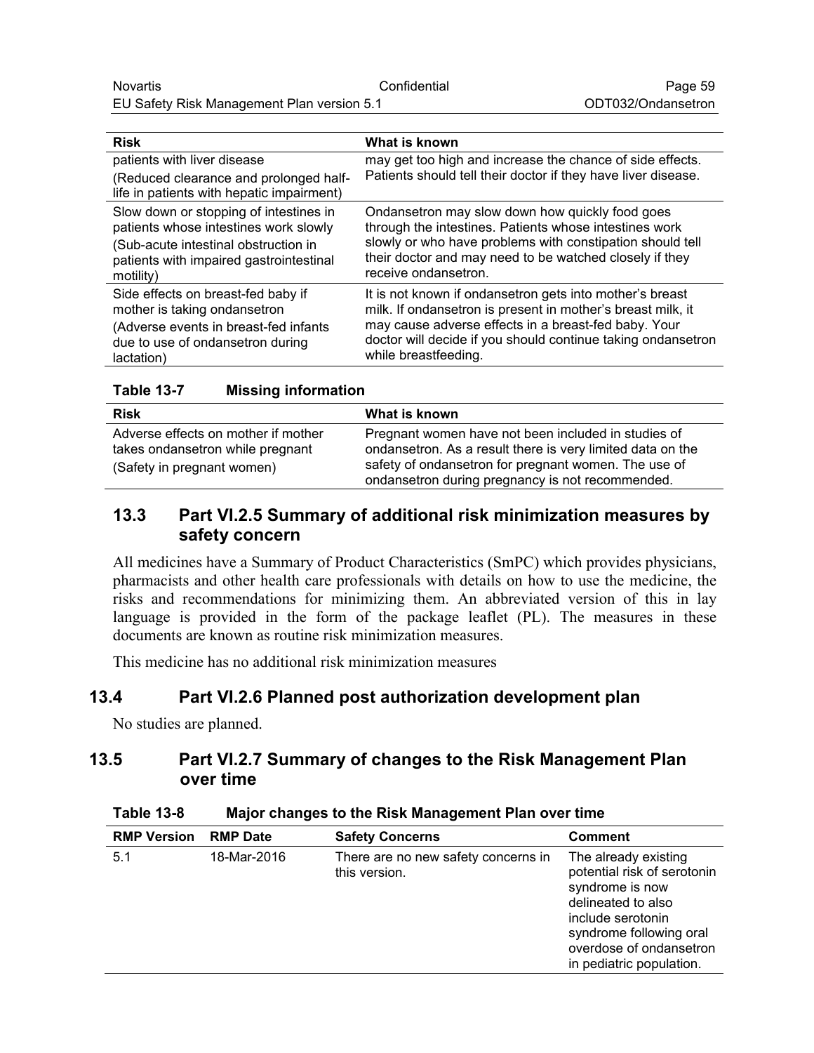| Risk | What is known |
|---|---|
| patients with liver disease (Reduced clearance and prolonged half-life in patients with hepatic impairment) | may get too high and increase the chance of side effects. Patients should tell their doctor if they have liver disease. |
| Slow down or stopping of intestines in patients whose intestines work slowly (Sub-acute intestinal obstruction in patients with impaired gastrointestinal motility) | Ondansetron may slow down how quickly food goes through the intestines. Patients whose intestines work slowly or who have problems with constipation should tell their doctor and may need to be watched closely if they receive ondansetron. |
| Side effects on breast-fed baby if mother is taking ondansetron (Adverse events in breast-fed infants due to use of ondansetron during lactation) | It is not known if ondansetron gets into mother's breast milk. If ondansetron is present in mother's breast milk, it may cause adverse effects in a breast-fed baby. Your doctor will decide if you should continue taking ondansetron while breastfeeding. |

**Table 13-7 Missing information**

| Risk | What is known |
|---|---|
| Adverse effects on mother if mother takes ondansetron while pregnant (Safety in pregnant women) | Pregnant women have not been included in studies of ondansetron. As a result there is very limited data on the safety of ondansetron for pregnant women. The use of ondansetron during pregnancy is not recommended. |

## 13.3 Part VI.2.5 Summary of additional risk minimization measures by safety concern

All medicines have a Summary of Product Characteristics (SmPC) which provides physicians, pharmacists and other health care professionals with details on how to use the medicine, the risks and recommendations for minimizing them. An abbreviated version of this in lay language is provided in the form of the package leaflet (PL). The measures in these documents are known as routine risk minimization measures.

This medicine has no additional risk minimization measures

## 13.4 Part VI.2.6 Planned post authorization development plan

No studies are planned.

## 13.5 Part VI.2.7 Summary of changes to the Risk Management Plan over time

**Table 13-8 Major changes to the Risk Management Plan over time**

| RMP Version | RMP Date | Safety Concerns | Comment |
|---|---|---|---|
| 5.1 | 18-Mar-2016 | There are no new safety concerns in this version. | The already existing potential risk of serotonin syndrome is now delineated to also include serotonin syndrome following oral overdose of ondansetron in pediatric population. |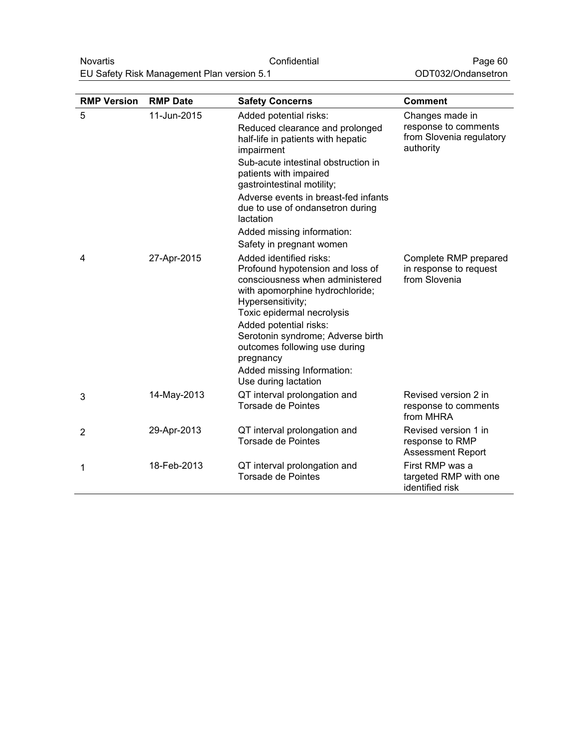| RMP Version | RMP Date | Safety Concerns | Comment |
|---|---|---|---|
| 5 | 11-Jun-2015 | Added potential risks:<br>Reduced clearance and prolonged half-life in patients with hepatic impairment<br>Sub-acute intestinal obstruction in patients with impaired gastrointestinal motility;<br>Adverse events in breast-fed infants due to use of ondansetron during lactation<br>Added missing information:<br>Safety in pregnant women | Changes made in response to comments from Slovenia regulatory authority |
| 4 | 27-Apr-2015 | Added identified risks:<br>Profound hypotension and loss of consciousness when administered with apomorphine hydrochloride;<br>Hypersensitivity;<br>Toxic epidermal necrolysis<br>Added potential risks:<br>Serotonin syndrome; Adverse birth outcomes following use during pregnancy<br>Added missing Information:<br>Use during lactation | Complete RMP prepared in response to request from Slovenia |
| 3 | 14-May-2013 | QT interval prolongation and Torsade de Pointes | Revised version 2 in response to comments from MHRA |
| 2 | 29-Apr-2013 | QT interval prolongation and Torsade de Pointes | Revised version 1 in response to RMP Assessment Report |
| 1 | 18-Feb-2013 | QT interval prolongation and Torsade de Pointes | First RMP was a targeted RMP with one identified risk |